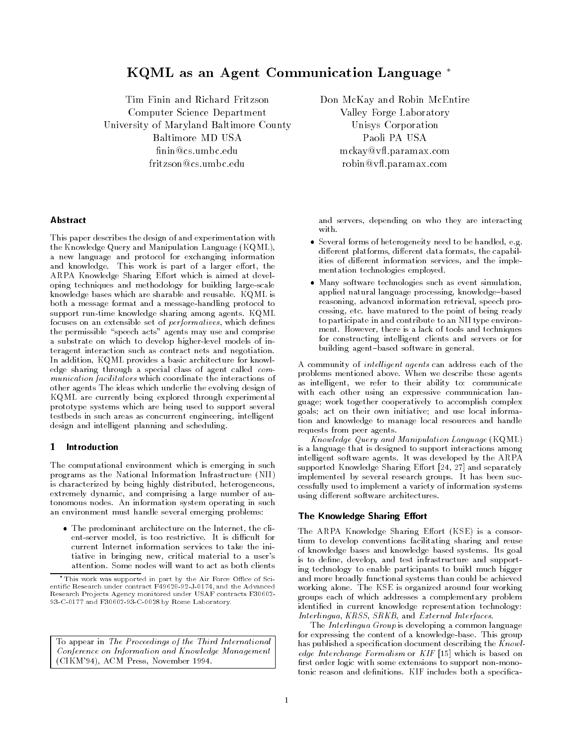# KQML as an Agent Communication Language *

Tim Finin and Richard Fritzson
Computer Science Department
University of Maryland Baltimore County
Baltimore MD USA
finin@cs.umbc.edu
fritzson@cs.umbc.edu

Don McKay and Robin McEntire
Valley Forge Laboratory
Unisys Corporation
Paoli PA USA
mckay@vfl.paramax.com
robin@vfl.paramax.com

## Abstract

This paper describes the design of and experimentation with the Knowledge Query and Manipulation Language (KQML), a new language and protocol for exchanging information and knowledge. This work is part of a larger effort, the ARPA Knowledge Sharing Effort which is aimed at developing techniques and methodology for building large-scale knowledge bases which are sharable and reusable. KQML is both a message format and a message-handling protocol to support run-time knowledge sharing among agents. KQML focuses on an extensible set of *performatives*, which defines the permissible "speech acts" agents may use and comprise a substrate on which to develop higher-level models of interagent interaction such as contract nets and negotiation. In addition, KQML provides a basic architecture for knowledge sharing through a special class of agent called *communication facilitators* which coordinate the interactions of other agents The ideas which underlie the evolving design of KQML are currently being explored through experimental prototype systems which are being used to support several testbeds in such areas as concurrent engineering, intelligent design and intelligent planning and scheduling.

## 1 Introduction

The computational environment which is emerging in such programs as the National Information Infrastructure (NII) is characterized by being highly distributed, heterogeneous, extremely dynamic, and comprising a large number of autonomous nodes. An information system operating in such an environment must handle several emerging problems:

- The predominant architecture on the Internet, the client-server model, is too restrictive. It is difficult for current Internet information services to take the initiative in bringing new, critical material to a user's attention. Some nodes will want to act as both clients and servers, depending on who they are interacting with.
- Several forms of heterogeneity need to be handled, e.g. different platforms, different data formats, the capabilities of different information services, and the implementation technologies employed.
- Many software technologies such as event simulation, applied natural language processing, knowledge–based reasoning, advanced information retrieval, speech processing, etc. have matured to the point of being ready to participate in and contribute to an NII type environment. However, there is a lack of tools and techniques for constructing intelligent clients and servers or for building agent–based software in general.

A community of *intelligent agents* can address each of the problems mentioned above. When we describe these agents as intelligent, we refer to their ability to: communicate with each other using an expressive communication language; work together cooperatively to accomplish complex goals; act on their own initiative; and use local information and knowledge to manage local resources and handle requests from peer agents.

*Knowledge Query and Manipulation Language* (KQML) is a language that is designed to support interactions among intelligent software agents. It was developed by the ARPA supported Knowledge Sharing Effort [24, 27] and separately implemented by several research groups. It has been successfully used to implement a variety of information systems using different software architectures.

### The Knowledge Sharing Effort

The ARPA Knowledge Sharing Effort (KSE) is a consortium to develop conventions facilitating sharing and reuse of knowledge bases and knowledge based systems. Its goal is to define, develop, and test infrastructure and supporting technology to enable participants to build much bigger and more broadly functional systems than could be achieved working alone. The KSE is organized around four working groups each of which addresses a complementary problem identified in current knowledge representation technology: *Interlingua*, *KRSS*, *SRKB*, and *External Interfaces*.

The *Interlingua Group* is developing a common language for expressing the content of a knowledge-base. This group has published a specification document describing the *Knowledge Interchange Formalism* or *KIF* [15] which is based on first order logic with some extensions to support non-monotonic reason and definitions. KIF includes both a specifica-

---

* This work was supported in part by the Air Force Office of Scientific Research under contract F49620-92-J-0174, and the Advanced Research Projects Agency monitored under USAF contracts F30602-93-C-0177 and F30602-93-C-0028 by Rome Laboratory.

To appear in *The Proceedings of the Third International Conference on Information and Knowledge Management* (CIKM'94), ACM Press, November 1994.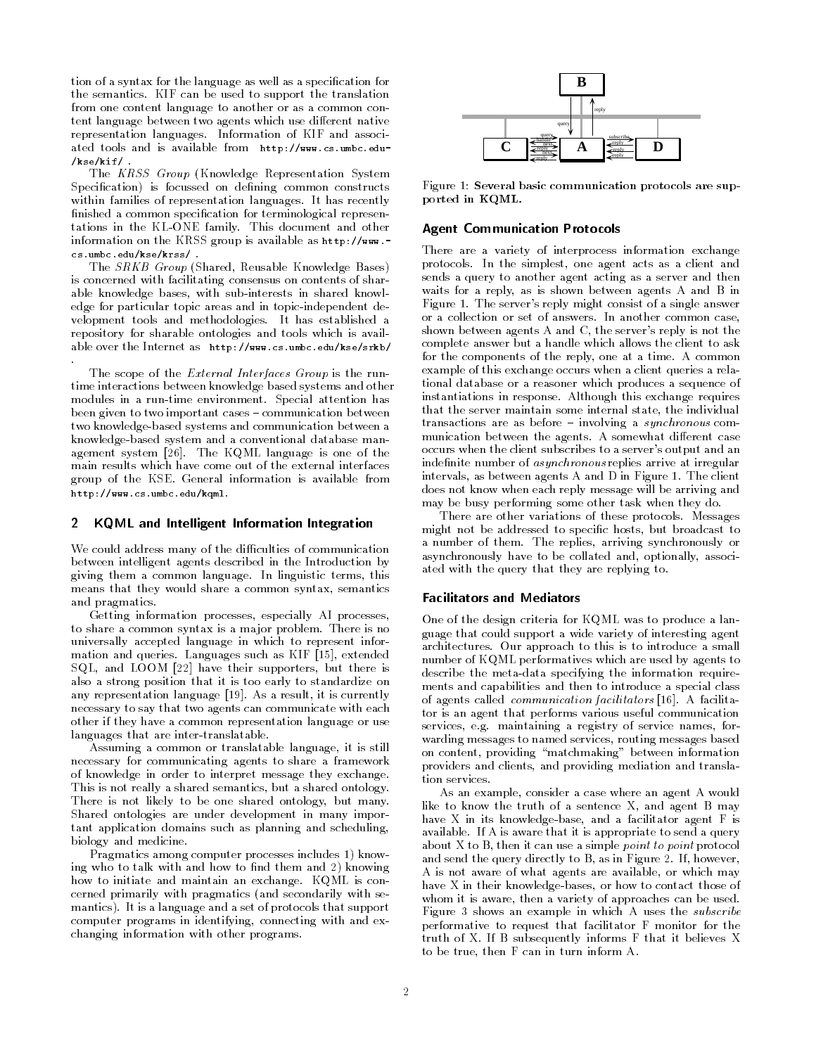tion of a syntax for the language as well as a specification for the semantics. KIF can be used to support the translation from one content language to another or as a common content language between two agents which use different native representation languages. Information of KIF and associated tools and is available from `http://www.cs.umbc.edu/kse/kif/` .

The *KRSS Group* (Knowledge Representation System Specification) is focussed on defining common constructs within families of representation languages. It has recently finished a common specification for terminological representations in the KL-ONE family. This document and other information on the KRSS group is available as `http://www.cs.umbc.edu/kse/krss/` .

The *SRKB Group* (Shared, Reusable Knowledge Bases) is concerned with facilitating consensus on contents of sharable knowledge bases, with sub-interests in shared knowledge for particular topic areas and in topic-independent development tools and methodologies. It has established a repository for sharable ontologies and tools which is available over the Internet as `http://www.cs.umbc.edu/kse/srkb/` .

The scope of the *External Interfaces Group* is the runtime interactions between knowledge based systems and other modules in a run-time environment. Special attention has been given to two important cases – communication between two knowledge-based systems and communication between a knowledge-based system and a conventional database management system [26]. The KQML language is one of the main results which have come out of the external interfaces group of the KSE. General information is available from `http://www.cs.umbc.edu/kqml`.

## 2 KQML and Intelligent Information Integration

We could address many of the difficulties of communication between intelligent agents described in the Introduction by giving them a common language. In linguistic terms, this means that they would share a common syntax, semantics and pragmatics.

Getting information processes, especially AI processes, to share a common syntax is a major problem. There is no universally accepted language in which to represent information and queries. Languages such as KIF [15], extended SQL, and LOOM [22] have their supporters, but there is also a strong position that it is too early to standardize on any representation language [19]. As a result, it is currently necessary to say that two agents can communicate with each other if they have a common representation language or use languages that are inter-translatable.

Assuming a common or translatable language, it is still necessary for communicating agents to share a framework of knowledge in order to interpret message they exchange. This is not really a shared semantics, but a shared ontology. There is not likely to be one shared ontology, but many. Shared ontologies are under development in many important application domains such as planning and scheduling, biology and medicine.

Pragmatics among computer processes includes 1) knowing who to talk with and how to find them and 2) knowing how to initiate and maintain an exchange. KQML is concerned primarily with pragmatics (and secondarily with semantics). It is a language and a set of protocols that support computer programs in identifying, connecting with and exchanging information with other programs.

B
reply
query
C
query
handle
next
reply
next
reply
A
subscribe
reply
reply
reply
D

Figure 1: **Several basic communication protocols are supported in KQML.**

### Agent Communication Protocols

There are a variety of interprocess information exchange protocols. In the simplest, one agent acts as a client and sends a query to another agent acting as a server and then waits for a reply, as is shown between agents A and B in Figure 1. The server's reply might consist of a single answer or a collection or set of answers. In another common case, shown between agents A and C, the server's reply is not the complete answer but a handle which allows the client to ask for the components of the reply, one at a time. A common example of this exchange occurs when a client queries a relational database or a reasoner which produces a sequence of instantiations in response. Although this exchange requires that the server maintain some internal state, the individual transactions are as before – involving a *synchronous* communication between the agents. A somewhat different case occurs when the client subscribes to a server's output and an indefinite number of *asynchronous* replies arrive at irregular intervals, as between agents A and D in Figure 1. The client does not know when each reply message will be arriving and may be busy performing some other task when they do.

There are other variations of these protocols. Messages might not be addressed to specific hosts, but broadcast to a number of them. The replies, arriving synchronously or asynchronously have to be collated and, optionally, associated with the query that they are replying to.

### Facilitators and Mediators

One of the design criteria for KQML was to produce a language that could support a wide variety of interesting agent architectures. Our approach to this is to introduce a small number of KQML performatives which are used by agents to describe the meta-data specifying the information requirements and capabilities and then to introduce a special class of agents called *communication facilitators* [16]. A facilitator is an agent that performs various useful communication services, e.g. maintaining a registry of service names, forwarding messages to named services, routing messages based on content, providing "matchmaking" between information providers and clients, and providing mediation and translation services.

As an example, consider a case where an agent A would like to know the truth of a sentence X, and agent B may have X in its knowledge-base, and a facilitator agent F is available. If A is aware that it is appropriate to send a query about X to B, then it can use a simple *point to point* protocol and send the query directly to B, as in Figure 2. If, however, A is not aware of what agents are available, or which may have X in their knowledge-bases, or how to contact those of whom it is aware, then a variety of approaches can be used. Figure 3 shows an example in which A uses the *subscribe* performative to request that facilitator F monitor for the truth of X. If B subsequently informs F that it believes X to be true, then F can in turn inform A.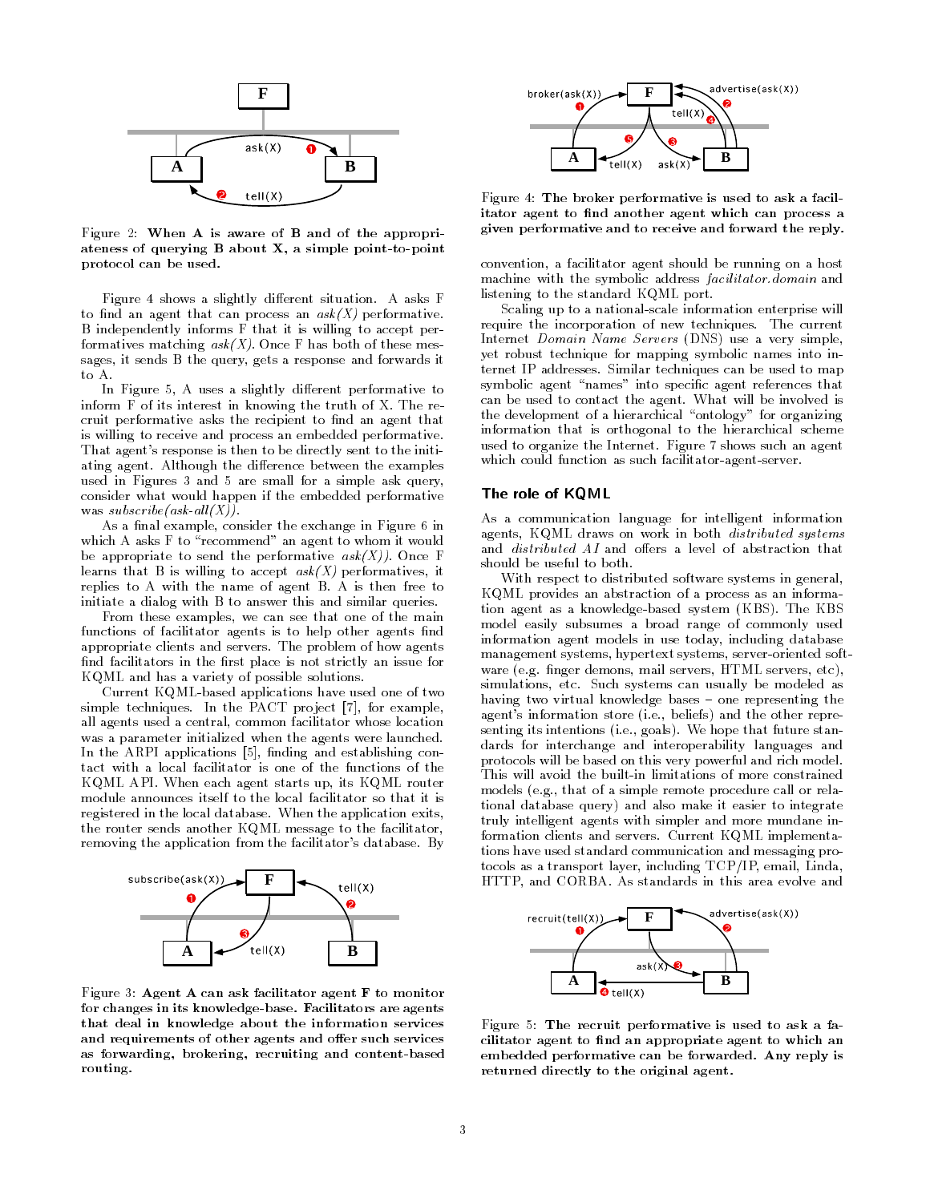Figure 2: **When A is aware of B and of the appropriateness of querying B about X, a simple point-to-point protocol can be used.**

Figure 4 shows a slightly different situation. A asks F to find an agent that can process an *ask(X)* performative. B independently informs F that it is willing to accept performatives matching *ask(X)*. Once F has both of these messages, it sends B the query, gets a response and forwards it to A.

In Figure 5, A uses a slightly different performative to inform F of its interest in knowing the truth of X. The recruit performative asks the recipient to find an agent that is willing to receive and process an embedded performative. That agent's response is then to be directly sent to the initiating agent. Although the difference between the examples used in Figures 3 and 5 are small for a simple ask query, consider what would happen if the embedded performative was *subscribe(ask-all(X))*.

As a final example, consider the exchange in Figure 6 in which A asks F to "recommend" an agent to whom it would be appropriate to send the performative *ask(X))*. Once F learns that B is willing to accept *ask(X)* performatives, it replies to A with the name of agent B. A is then free to initiate a dialog with B to answer this and similar queries.

From these examples, we can see that one of the main functions of facilitator agents is to help other agents find appropriate clients and servers. The problem of how agents find facilitators in the first place is not strictly an issue for KQML and has a variety of possible solutions.

Current KQML-based applications have used one of two simple techniques. In the PACT project [7], for example, all agents used a central, common facilitator whose location was a parameter initialized when the agents were launched. In the ARPI applications [5], finding and establishing contact with a local facilitator is one of the functions of the KQML API. When each agent starts up, its KQML router module announces itself to the local facilitator so that it is registered in the local database. When the application exits, the router sends another KQML message to the facilitator, removing the application from the facilitator's database. By

Figure 3: **Agent A can ask facilitator agent F to monitor for changes in its knowledge-base. Facilitators are agents that deal in knowledge about the information services and requirements of other agents and offer such services as forwarding, brokering, recruiting and content-based routing.**

Figure 4: **The broker performative is used to ask a facilitator agent to find another agent which can process a given performative and to receive and forward the reply.**

convention, a facilitator agent should be running on a host machine with the symbolic address *facilitator.domain* and listening to the standard KQML port.

Scaling up to a national-scale information enterprise will require the incorporation of new techniques. The current Internet *Domain Name Servers* (DNS) use a very simple, yet robust technique for mapping symbolic names into internet IP addresses. Similar techniques can be used to map symbolic agent "names" into specific agent references that can be used to contact the agent. What will be involved is the development of a hierarchical "ontology" for organizing information that is orthogonal to the hierarchical scheme used to organize the Internet. Figure 7 shows such an agent which could function as such facilitator-agent-server.

## The role of KQML

As a communication language for intelligent information agents, KQML draws on work in both *distributed systems* and *distributed AI* and offers a level of abstraction that should be useful to both.

With respect to distributed software systems in general, KQML provides an abstraction of a process as an information agent as a knowledge-based system (KBS). The KBS model easily subsumes a broad range of commonly used information agent models in use today, including database management systems, hypertext systems, server-oriented software (e.g. finger demons, mail servers, HTML servers, etc), simulations, etc. Such systems can usually be modeled as having two virtual knowledge bases – one representing the agent's information store (i.e., beliefs) and the other representing its intentions (i.e., goals). We hope that future standards for interchange and interoperability languages and protocols will be based on this very powerful and rich model. This will avoid the built-in limitations of more constrained models (e.g., that of a simple remote procedure call or relational database query) and also make it easier to integrate truly intelligent agents with simpler and more mundane information clients and servers. Current KQML implementations have used standard communication and messaging protocols as a transport layer, including TCP/IP, email, Linda, HTTP, and CORBA. As standards in this area evolve and

Figure 5: **The recruit performative is used to ask a facilitator agent to find an appropriate agent to which an embedded performative can be forwarded. Any reply is returned directly to the original agent.**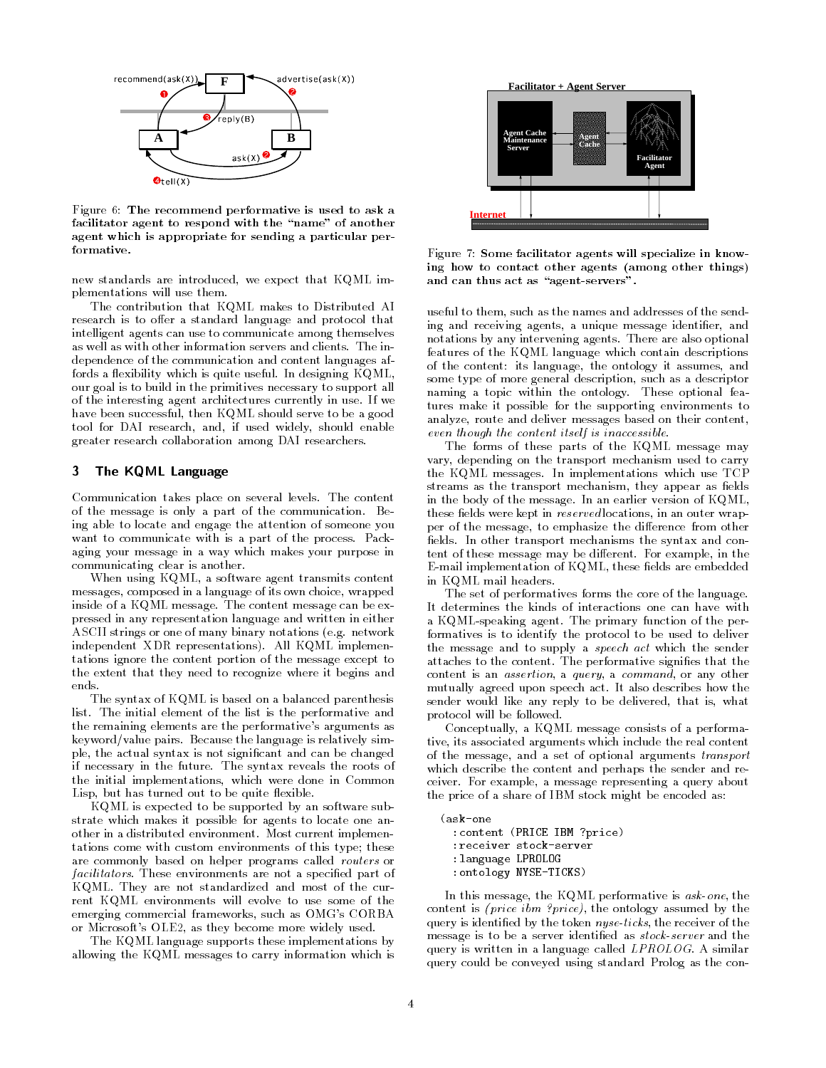Figure 6: **The recommend performative is used to ask a facilitator agent to respond with the "name" of another agent which is appropriate for sending a particular performative.**

new standards are introduced, we expect that KQML implementations will use them.

The contribution that KQML makes to Distributed AI research is to offer a standard language and protocol that intelligent agents can use to communicate among themselves as well as with other information servers and clients. The independence of the communication and content languages affords a flexibility which is quite useful. In designing KQML, our goal is to build in the primitives necessary to support all of the interesting agent architectures currently in use. If we have been successful, then KQML should serve to be a good tool for DAI research, and, if used widely, should enable greater research collaboration among DAI researchers.

## 3 The KQML Language

Communication takes place on several levels. The content of the message is only a part of the communication. Being able to locate and engage the attention of someone you want to communicate with is a part of the process. Packaging your message in a way which makes your purpose in communicating clear is another.

When using KQML, a software agent transmits content messages, composed in a language of its own choice, wrapped inside of a KQML message. The content message can be expressed in any representation language and written in either ASCII strings or one of many binary notations (e.g. network independent XDR representations). All KQML implementations ignore the content portion of the message except to the extent that they need to recognize where it begins and ends.

The syntax of KQML is based on a balanced parenthesis list. The initial element of the list is the performative and the remaining elements are the performative's arguments as keyword/value pairs. Because the language is relatively simple, the actual syntax is not significant and can be changed if necessary in the future. The syntax reveals the roots of the initial implementations, which were done in Common Lisp, but has turned out to be quite flexible.

KQML is expected to be supported by an software substrate which makes it possible for agents to locate one another in a distributed environment. Most current implementations come with custom environments of this type; these are commonly based on helper programs called *routers* or *facilitators*. These environments are not a specified part of KQML. They are not standardized and most of the current KQML environments will evolve to use some of the emerging commercial frameworks, such as OMG's CORBA or Microsoft's OLE2, as they become more widely used.

The KQML language supports these implementations by allowing the KQML messages to carry information which is

Figure 7: **Some facilitator agents will specialize in knowing how to contact other agents (among other things) and can thus act as "agent-servers".**

useful to them, such as the names and addresses of the sending and receiving agents, a unique message identifier, and notations by any intervening agents. There are also optional features of the KQML language which contain descriptions of the content: its language, the ontology it assumes, and some type of more general description, such as a descriptor naming a topic within the ontology. These optional features make it possible for the supporting environments to analyze, route and deliver messages based on their content, *even though the content itself is inaccessible*.

The forms of these parts of the KQML message may vary, depending on the transport mechanism used to carry the KQML messages. In implementations which use TCP streams as the transport mechanism, they appear as fields in the body of the message. In an earlier version of KQML, these fields were kept in *reserved* locations, in an outer wrapper of the message, to emphasize the difference from other fields. In other transport mechanisms the syntax and content of these message may be different. For example, in the E-mail implementation of KQML, these fields are embedded in KQML mail headers.

The set of performatives forms the core of the language. It determines the kinds of interactions one can have with a KQML-speaking agent. The primary function of the performatives is to identify the protocol to be used to deliver the message and to supply a *speech act* which the sender attaches to the content. The performative signifies that the content is an *assertion*, a *query*, a *command*, or any other mutually agreed upon speech act. It also describes how the sender would like any reply to be delivered, that is, what protocol will be followed.

Conceptually, a KQML message consists of a performative, its associated arguments which include the real content of the message, and a set of optional arguments *transport* which describe the content and perhaps the sender and receiver. For example, a message representing a query about the price of a share of IBM stock might be encoded as:

```
(ask-one
  :content (PRICE IBM ?price)
  :receiver stock-server
  :language LPROLOG
  :ontology NYSE-TICKS)
```

In this message, the KQML performative is *ask-one*, the content is *(price ibm ?price)*, the ontology assumed by the query is identified by the token *nyse-ticks*, the receiver of the message is to be a server identified as *stock-server* and the query is written in a language called *LPROLOG*. A similar query could be conveyed using standard Prolog as the con-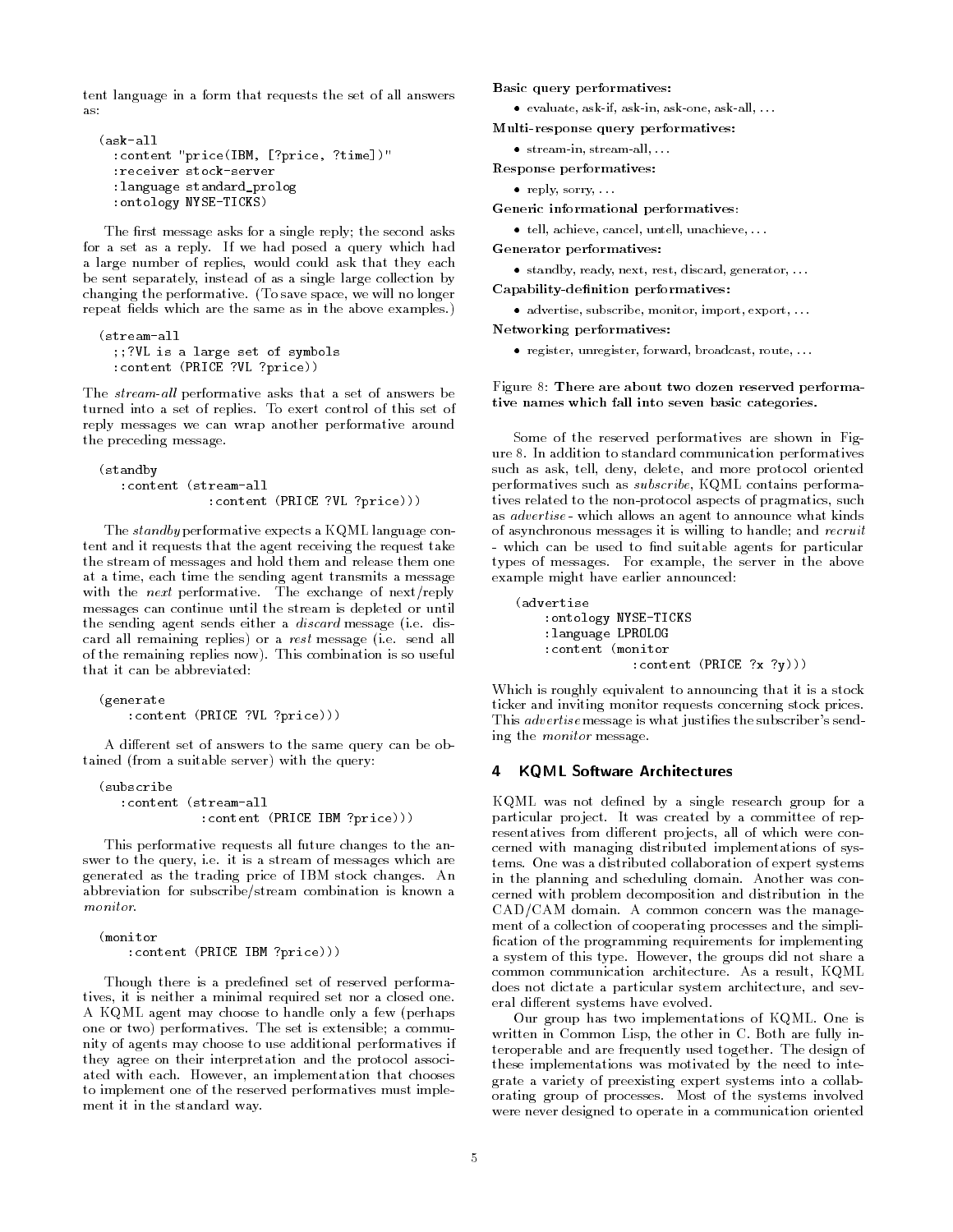tent language in a form that requests the set of all answers as:

```
(ask-all
  :content "price(IBM, [?price, ?time])"
  :receiver stock-server
  :language standard_prolog
  :ontology NYSE-TICKS)
```

The first message asks for a single reply; the second asks for a set as a reply. If we had posed a query which had a large number of replies, would could ask that they each be sent separately, instead of as a single large collection by changing the performative. (To save space, we will no longer repeat fields which are the same as in the above examples.)

```
(stream-all
  ;;?VL is a large set of symbols
  :content (PRICE ?VL ?price))
```

The *stream-all* performative asks that a set of answers be turned into a set of replies. To exert control of this set of reply messages we can wrap another performative around the preceding message.

```
(standby
   :content (stream-all
               :content (PRICE ?VL ?price)))
```

The *standby* performative expects a KQML language content and it requests that the agent receiving the request take the stream of messages and hold them and release them one at a time, each time the sending agent transmits a message with the *next* performative. The exchange of next/reply messages can continue until the stream is depleted or until the sending agent sends either a *discard* message (i.e. discard all remaining replies) or a *rest* message (i.e. send all of the remaining replies now). This combination is so useful that it can be abbreviated:

```
(generate
    :content (PRICE ?VL ?price)))
```

A different set of answers to the same query can be obtained (from a suitable server) with the query:

```
(subscribe
   :content (stream-all
              :content (PRICE IBM ?price)))
```

This performative requests all future changes to the answer to the query, i.e. it is a stream of messages which are generated as the trading price of IBM stock changes. An abbreviation for subscribe/stream combination is known a *monitor*.

```
(monitor
    :content (PRICE IBM ?price)))
```

Though there is a predefined set of reserved performatives, it is neither a minimal required set nor a closed one. A KQML agent may choose to handle only a few (perhaps one or two) performatives. The set is extensible; a community of agents may choose to use additional performatives if they agree on their interpretation and the protocol associated with each. However, an implementation that chooses to implement one of the reserved performatives must implement it in the standard way.

**Basic query performatives:**

- evaluate, ask-if, ask-in, ask-one, ask-all, ...

**Multi-response query performatives:**

- stream-in, stream-all, ...

**Response performatives:**

- reply, sorry, ...

**Generic informational performatives:**

- tell, achieve, cancel, untell, unachieve, ...

**Generator performatives:**

- standby, ready, next, rest, discard, generator, ...

**Capability-definition performatives:**

- advertise, subscribe, monitor, import, export, ...

**Networking performatives:**

- register, unregister, forward, broadcast, route, ...

Figure 8: **There are about two dozen reserved performative names which fall into seven basic categories.**

Some of the reserved performatives are shown in Figure 8. In addition to standard communication performatives such as ask, tell, deny, delete, and more protocol oriented performatives such as *subscribe*, KQML contains performatives related to the non-protocol aspects of pragmatics, such as *advertise* - which allows an agent to announce what kinds of asynchronous messages it is willing to handle; and *recruit* - which can be used to find suitable agents for particular types of messages. For example, the server in the above example might have earlier announced:

```
(advertise
    :ontology NYSE-TICKS
    :language LPROLOG
    :content (monitor
               :content (PRICE ?x ?y)))
```

Which is roughly equivalent to announcing that it is a stock ticker and inviting monitor requests concerning stock prices. This *advertise* message is what justifies the subscriber's sending the *monitor* message.

## 4 KQML Software Architectures

KQML was not defined by a single research group for a particular project. It was created by a committee of representatives from different projects, all of which were concerned with managing distributed implementations of systems. One was a distributed collaboration of expert systems in the planning and scheduling domain. Another was concerned with problem decomposition and distribution in the CAD/CAM domain. A common concern was the management of a collection of cooperating processes and the simplification of the programming requirements for implementing a system of this type. However, the groups did not share a common communication architecture. As a result, KQML does not dictate a particular system architecture, and several different systems have evolved.

Our group has two implementations of KQML. One is written in Common Lisp, the other in C. Both are fully interoperable and are frequently used together. The design of these implementations was motivated by the need to integrate a variety of preexisting expert systems into a collaborating group of processes. Most of the systems involved were never designed to operate in a communication oriented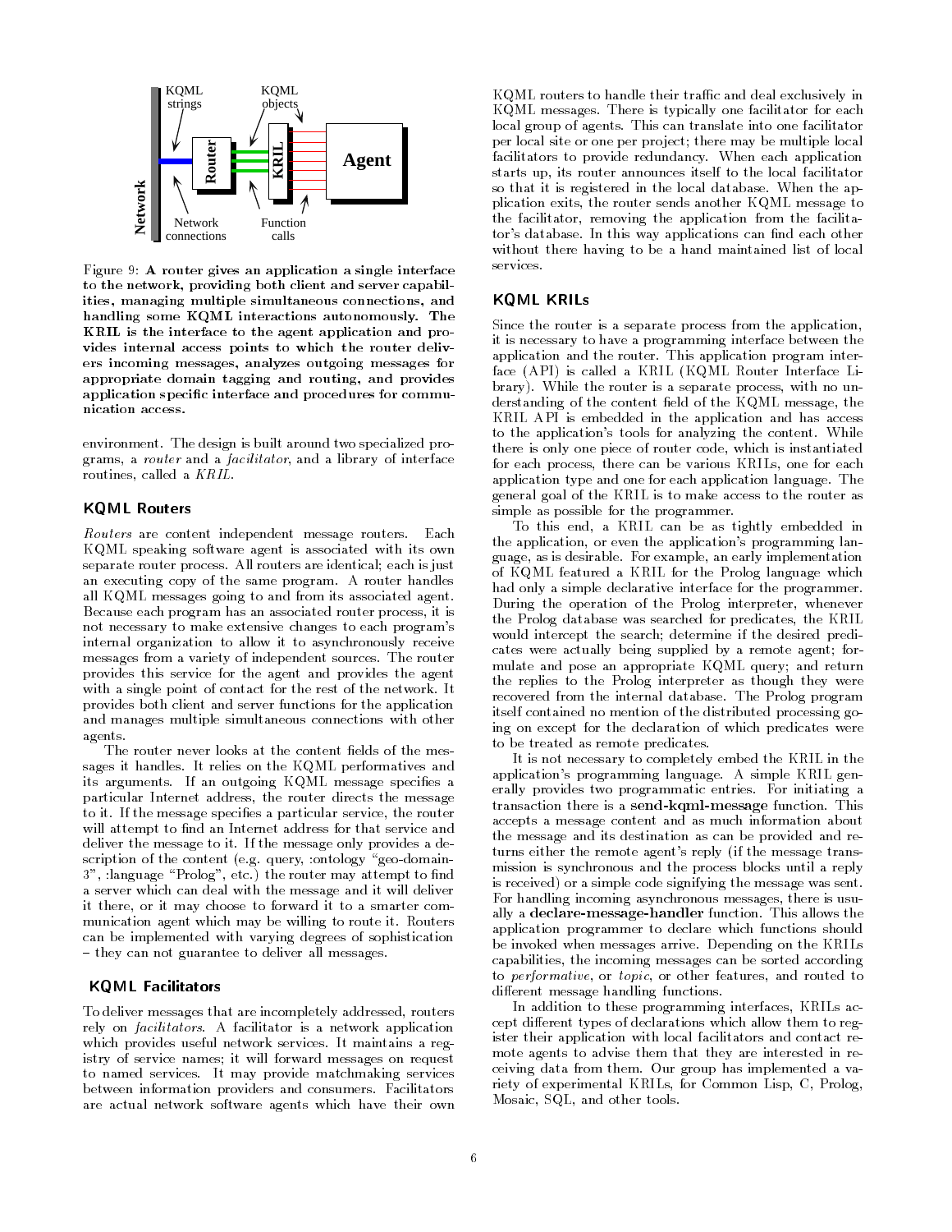Figure 9: **A router gives an application a single interface to the network, providing both client and server capabilities, managing multiple simultaneous connections, and handling some KQML interactions autonomously. The KRIL is the interface to the agent application and provides internal access points to which the router delivers incoming messages, analyzes outgoing messages for appropriate domain tagging and routing, and provides application specific interface and procedures for communication access.**

environment. The design is built around two specialized programs, a *router* and a *facilitator*, and a library of interface routines, called a *KRIL*.

### KQML Routers

*Routers* are content independent message routers. Each KQML speaking software agent is associated with its own separate router process. All routers are identical; each is just an executing copy of the same program. A router handles all KQML messages going to and from its associated agent. Because each program has an associated router process, it is not necessary to make extensive changes to each program's internal organization to allow it to asynchronously receive messages from a variety of independent sources. The router provides this service for the agent and provides the agent with a single point of contact for the rest of the network. It provides both client and server functions for the application and manages multiple simultaneous connections with other agents.

The router never looks at the content fields of the messages it handles. It relies on the KQML performatives and its arguments. If an outgoing KQML message specifies a particular Internet address, the router directs the message to it. If the message specifies a particular service, the router will attempt to find an Internet address for that service and deliver the message to it. If the message only provides a description of the content (e.g. query, :ontology "geo-domain-3", :language "Prolog", etc.) the router may attempt to find a server which can deal with the message and it will deliver it there, or it may choose to forward it to a smarter communication agent which may be willing to route it. Routers can be implemented with varying degrees of sophistication – they can not guarantee to deliver all messages.

### KQML Facilitators

To deliver messages that are incompletely addressed, routers rely on *facilitators*. A facilitator is a network application which provides useful network services. It maintains a registry of service names; it will forward messages on request to named services. It may provide matchmaking services between information providers and consumers. Facilitators are actual network software agents which have their own KQML routers to handle their traffic and deal exclusively in KQML messages. There is typically one facilitator for each local group of agents. This can translate into one facilitator per local site or one per project; there may be multiple local facilitators to provide redundancy. When each application starts up, its router announces itself to the local facilitator so that it is registered in the local database. When the application exits, the router sends another KQML message to the facilitator, removing the application from the facilitator's database. In this way applications can find each other without there having to be a hand maintained list of local services.

### KQML KRILs

Since the router is a separate process from the application, it is necessary to have a programming interface between the application and the router. This application program interface (API) is called a KRIL (KQML Router Interface Library). While the router is a separate process, with no understanding of the content field of the KQML message, the KRIL API is embedded in the application and has access to the application's tools for analyzing the content. While there is only one piece of router code, which is instantiated for each process, there can be various KRILs, one for each application type and one for each application language. The general goal of the KRIL is to make access to the router as simple as possible for the programmer.

To this end, a KRIL can be as tightly embedded in the application, or even the application's programming language, as is desirable. For example, an early implementation of KQML featured a KRIL for the Prolog language which had only a simple declarative interface for the programmer. During the operation of the Prolog interpreter, whenever the Prolog database was searched for predicates, the KRIL would intercept the search; determine if the desired predicates were actually being supplied by a remote agent; formulate and pose an appropriate KQML query; and return the replies to the Prolog interpreter as though they were recovered from the internal database. The Prolog program itself contained no mention of the distributed processing going on except for the declaration of which predicates were to be treated as remote predicates.

It is not necessary to completely embed the KRIL in the application's programming language. A simple KRIL generally provides two programmatic entries. For initiating a transaction there is a **send-kqml-message** function. This accepts a message content and as much information about the message and its destination as can be provided and returns either the remote agent's reply (if the message transmission is synchronous and the process blocks until a reply is received) or a simple code signifying the message was sent. For handling incoming asynchronous messages, there is usually a **declare-message-handler** function. This allows the application programmer to declare which functions should be invoked when messages arrive. Depending on the KRILs capabilities, the incoming messages can be sorted according to *performative*, or *topic*, or other features, and routed to different message handling functions.

In addition to these programming interfaces, KRILs accept different types of declarations which allow them to register their application with local facilitators and contact remote agents to advise them that they are interested in receiving data from them. Our group has implemented a variety of experimental KRILs, for Common Lisp, C, Prolog, Mosaic, SQL, and other tools.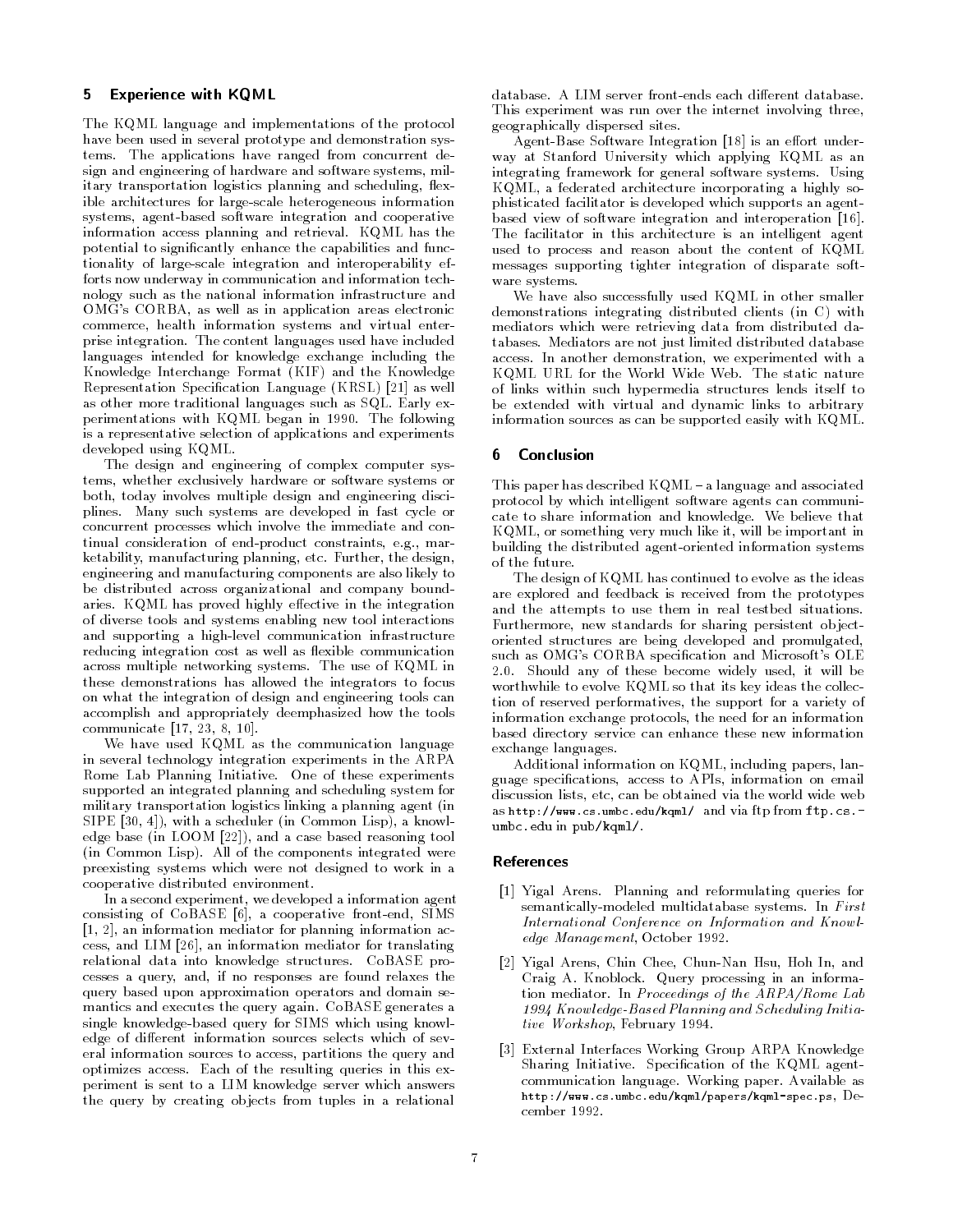## 5 Experience with KQML

The KQML language and implementations of the protocol have been used in several prototype and demonstration systems. The applications have ranged from concurrent design and engineering of hardware and software systems, military transportation logistics planning and scheduling, flexible architectures for large-scale heterogeneous information systems, agent-based software integration and cooperative information access planning and retrieval. KQML has the potential to significantly enhance the capabilities and functionality of large-scale integration and interoperability efforts now underway in communication and information technology such as the national information infrastructure and OMG's CORBA, as well as in application areas electronic commerce, health information systems and virtual enterprise integration. The content languages used have included languages intended for knowledge exchange including the Knowledge Interchange Format (KIF) and the Knowledge Representation Specification Language (KRSL) [21] as well as other more traditional languages such as SQL. Early experimentations with KQML began in 1990. The following is a representative selection of applications and experiments developed using KQML.

The design and engineering of complex computer systems, whether exclusively hardware or software systems or both, today involves multiple design and engineering disciplines. Many such systems are developed in fast cycle or concurrent processes which involve the immediate and continual consideration of end-product constraints, e.g., marketability, manufacturing planning, etc. Further, the design, engineering and manufacturing components are also likely to be distributed across organizational and company boundaries. KQML has proved highly effective in the integration of diverse tools and systems enabling new tool interactions and supporting a high-level communication infrastructure reducing integration cost as well as flexible communication across multiple networking systems. The use of KQML in these demonstrations has allowed the integrators to focus on what the integration of design and engineering tools can accomplish and appropriately deemphasized how the tools communicate [17, 23, 8, 10].

We have used KQML as the communication language in several technology integration experiments in the ARPA Rome Lab Planning Initiative. One of these experiments supported an integrated planning and scheduling system for military transportation logistics linking a planning agent (in SIPE [30, 4]), with a scheduler (in Common Lisp), a knowledge base (in LOOM [22]), and a case based reasoning tool (in Common Lisp). All of the components integrated were preexisting systems which were not designed to work in a cooperative distributed environment.

In a second experiment, we developed a information agent consisting of CoBASE [6], a cooperative front-end, SIMS [1, 2], an information mediator for planning information access, and LIM [26], an information mediator for translating relational data into knowledge structures. CoBASE processes a query, and, if no responses are found relaxes the query based upon approximation operators and domain semantics and executes the query again. CoBASE generates a single knowledge-based query for SIMS which using knowledge of different information sources selects which of several information sources to access, partitions the query and optimizes access. Each of the resulting queries in this experiment is sent to a LIM knowledge server which answers the query by creating objects from tuples in a relational database. A LIM server front-ends each different database. This experiment was run over the internet involving three, geographically dispersed sites.

Agent-Base Software Integration [18] is an effort underway at Stanford University which applying KQML as an integrating framework for general software systems. Using KQML, a federated architecture incorporating a highly sophisticated facilitator is developed which supports an agent-based view of software integration and interoperation [16]. The facilitator in this architecture is an intelligent agent used to process and reason about the content of KQML messages supporting tighter integration of disparate software systems.

We have also successfully used KQML in other smaller demonstrations integrating distributed clients (in C) with mediators which were retrieving data from distributed databases. Mediators are not just limited distributed database access. In another demonstration, we experimented with a KQML URL for the World Wide Web. The static nature of links within such hypermedia structures lends itself to be extended with virtual and dynamic links to arbitrary information sources as can be supported easily with KQML.

## 6 Conclusion

This paper has described KQML – a language and associated protocol by which intelligent software agents can communicate to share information and knowledge. We believe that KQML, or something very much like it, will be important in building the distributed agent-oriented information systems of the future.

The design of KQML has continued to evolve as the ideas are explored and feedback is received from the prototypes and the attempts to use them in real testbed situations. Furthermore, new standards for sharing persistent object-oriented structures are being developed and promulgated, such as OMG's CORBA specification and Microsoft's OLE 2.0. Should any of these become widely used, it will be worthwhile to evolve KQML so that its key ideas the collection of reserved performatives, the support for a variety of information exchange protocols, the need for an information based directory service can enhance these new information exchange languages.

Additional information on KQML, including papers, language specifications, access to APIs, information on email discussion lists, etc, can be obtained via the world wide web as `http://www.cs.umbc.edu/kqml/` and via ftp from `ftp.cs.umbc.edu` in `pub/kqml/`.

## References

[1] Yigal Arens. Planning and reformulating queries for semantically-modeled multidatabase systems. In *First International Conference on Information and Knowledge Management*, October 1992.

[2] Yigal Arens, Chin Chee, Chun-Nan Hsu, Hoh In, and Craig A. Knoblock. Query processing in an information mediator. In *Proceedings of the ARPA/Rome Lab 1994 Knowledge-Based Planning and Scheduling Initiative Workshop*, February 1994.

[3] External Interfaces Working Group ARPA Knowledge Sharing Initiative. Specification of the KQML agent-communication language. Working paper. Available as `http://www.cs.umbc.edu/kqml/papers/kqml-spec.ps`, December 1992.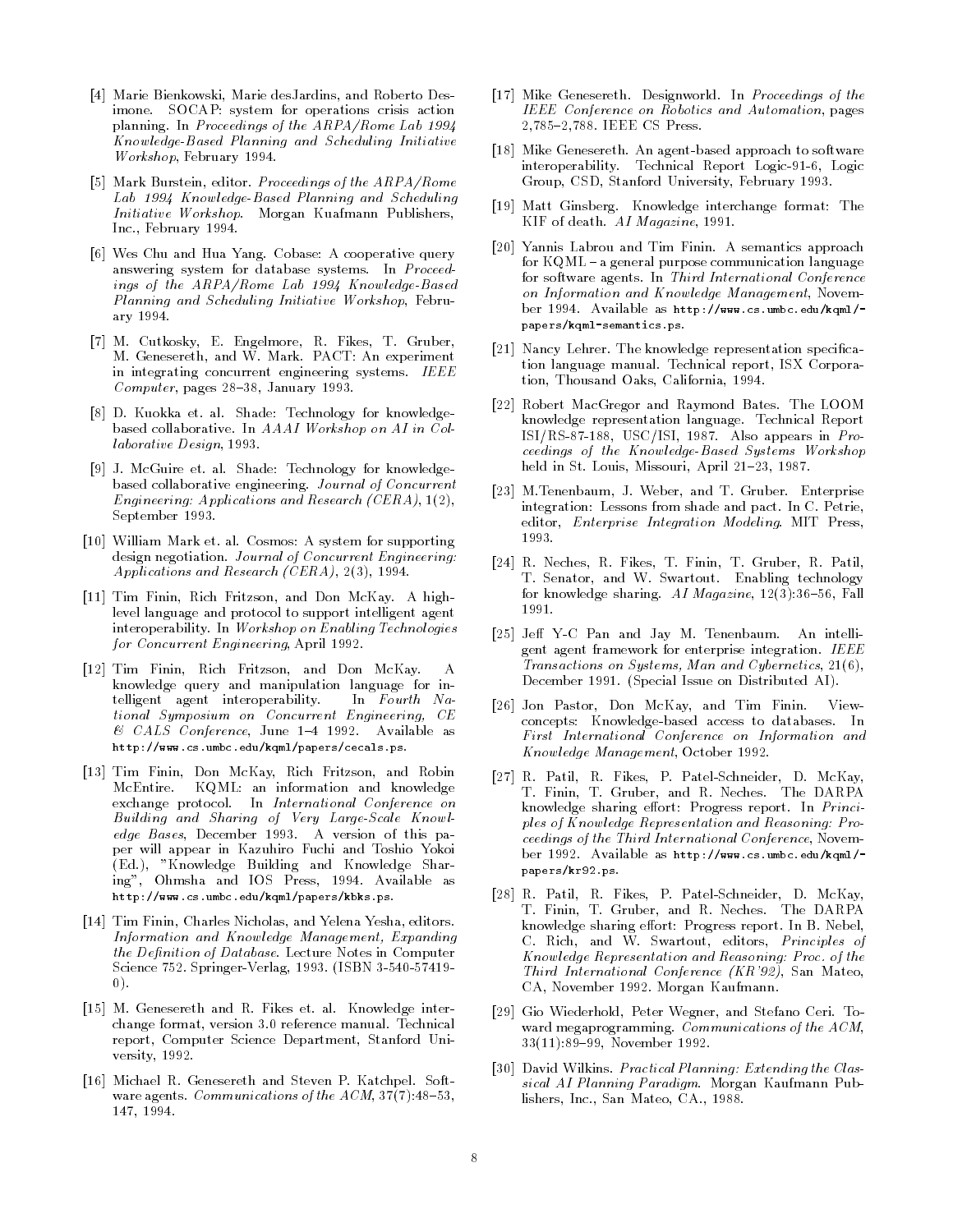[4] Marie Bienkowski, Marie desJardins, and Roberto Desimone. SOCAP: system for operations crisis action planning. In *Proceedings of the ARPA/Rome Lab 1994 Knowledge-Based Planning and Scheduling Initiative Workshop*, February 1994.

[5] Mark Burstein, editor. *Proceedings of the ARPA/Rome Lab 1994 Knowledge-Based Planning and Scheduling Initiative Workshop*. Morgan Kuafmann Publishers, Inc., February 1994.

[6] Wes Chu and Hua Yang. Cobase: A cooperative query answering system for database systems. In *Proceedings of the ARPA/Rome Lab 1994 Knowledge-Based Planning and Scheduling Initiative Workshop*, February 1994.

[7] M. Cutkosky, E. Engelmore, R. Fikes, T. Gruber, M. Genesereth, and W. Mark. PACT: An experiment in integrating concurrent engineering systems. *IEEE Computer*, pages 28–38, January 1993.

[8] D. Kuokka et. al. Shade: Technology for knowledge-based collaborative. In *AAAI Workshop on AI in Collaborative Design*, 1993.

[9] J. McGuire et. al. Shade: Technology for knowledge-based collaborative engineering. *Journal of Concurrent Engineering: Applications and Research (CERA)*, 1(2), September 1993.

[10] William Mark et. al. Cosmos: A system for supporting design negotiation. *Journal of Concurrent Engineering: Applications and Research (CERA)*, 2(3), 1994.

[11] Tim Finin, Rich Fritzson, and Don McKay. A high-level language and protocol to support intelligent agent interoperability. In *Workshop on Enabling Technologies for Concurrent Engineering*, April 1992.

[12] Tim Finin, Rich Fritzson, and Don McKay. A knowledge query and manipulation language for intelligent agent interoperability. In *Fourth National Symposium on Concurrent Engineering, CE & CALS Conference*, June 1–4 1992. Available as `http://www.cs.umbc.edu/kqml/papers/cecals.ps`.

[13] Tim Finin, Don McKay, Rich Fritzson, and Robin McEntire. KQML: an information and knowledge exchange protocol. In *International Conference on Building and Sharing of Very Large-Scale Knowledge Bases*, December 1993. A version of this paper will appear in Kazuhiro Fuchi and Toshio Yokoi (Ed.), "Knowledge Building and Knowledge Sharing", Ohmsha and IOS Press, 1994. Available as `http://www.cs.umbc.edu/kqml/papers/kbks.ps`.

[14] Tim Finin, Charles Nicholas, and Yelena Yesha, editors. *Information and Knowledge Management, Expanding the Definition of Database*. Lecture Notes in Computer Science 752. Springer-Verlag, 1993. (ISBN 3-540-57419-0).

[15] M. Genesereth and R. Fikes et. al. Knowledge interchange format, version 3.0 reference manual. Technical report, Computer Science Department, Stanford University, 1992.

[16] Michael R. Genesereth and Steven P. Katchpel. Software agents. *Communications of the ACM*, 37(7):48–53, 147, 1994.

[17] Mike Genesereth. Designworld. In *Proceedings of the IEEE Conference on Robotics and Automation*, pages 2,785–2,788. IEEE CS Press.

[18] Mike Genesereth. An agent-based approach to software interoperability. Technical Report Logic-91-6, Logic Group, CSD, Stanford University, February 1993.

[19] Matt Ginsberg. Knowledge interchange format: The KIF of death. *AI Magazine*, 1991.

[20] Yannis Labrou and Tim Finin. A semantics approach for KQML – a general purpose communication language for software agents. In *Third International Conference on Information and Knowledge Management*, November 1994. Available as `http://www.cs.umbc.edu/kqml/papers/kqml-semantics.ps`.

[21] Nancy Lehrer. The knowledge representation specification language manual. Technical report, ISX Corporation, Thousand Oaks, California, 1994.

[22] Robert MacGregor and Raymond Bates. The LOOM knowledge representation language. Technical Report ISI/RS-87-188, USC/ISI, 1987. Also appears in *Proceedings of the Knowledge-Based Systems Workshop* held in St. Louis, Missouri, April 21–23, 1987.

[23] M.Tenenbaum, J. Weber, and T. Gruber. Enterprise integration: Lessons from shade and pact. In C. Petrie, editor, *Enterprise Integration Modeling*. MIT Press, 1993.

[24] R. Neches, R. Fikes, T. Finin, T. Gruber, R. Patil, T. Senator, and W. Swartout. Enabling technology for knowledge sharing. *AI Magazine*, 12(3):36–56, Fall 1991.

[25] Jeff Y-C Pan and Jay M. Tenenbaum. An intelligent agent framework for enterprise integration. *IEEE Transactions on Systems, Man and Cybernetics*, 21(6), December 1991. (Special Issue on Distributed AI).

[26] Jon Pastor, Don McKay, and Tim Finin. View-concepts: Knowledge-based access to databases. In *First International Conference on Information and Knowledge Management*, October 1992.

[27] R. Patil, R. Fikes, P. Patel-Schneider, D. McKay, T. Finin, T. Gruber, and R. Neches. The DARPA knowledge sharing effort: Progress report. In *Principles of Knowledge Representation and Reasoning: Proceedings of the Third International Conference*, November 1992. Available as `http://www.cs.umbc.edu/kqml/papers/kr92.ps`.

[28] R. Patil, R. Fikes, P. Patel-Schneider, D. McKay, T. Finin, T. Gruber, and R. Neches. The DARPA knowledge sharing effort: Progress report. In B. Nebel, C. Rich, and W. Swartout, editors, *Principles of Knowledge Representation and Reasoning: Proc. of the Third International Conference (KR'92)*, San Mateo, CA, November 1992. Morgan Kaufmann.

[29] Gio Wiederhold, Peter Wegner, and Stefano Ceri. Toward megaprogramming. *Communications of the ACM*, 33(11):89–99, November 1992.

[30] David Wilkins. *Practical Planning: Extending the Classical AI Planning Paradigm*. Morgan Kaufmann Publishers, Inc., San Mateo, CA., 1988.